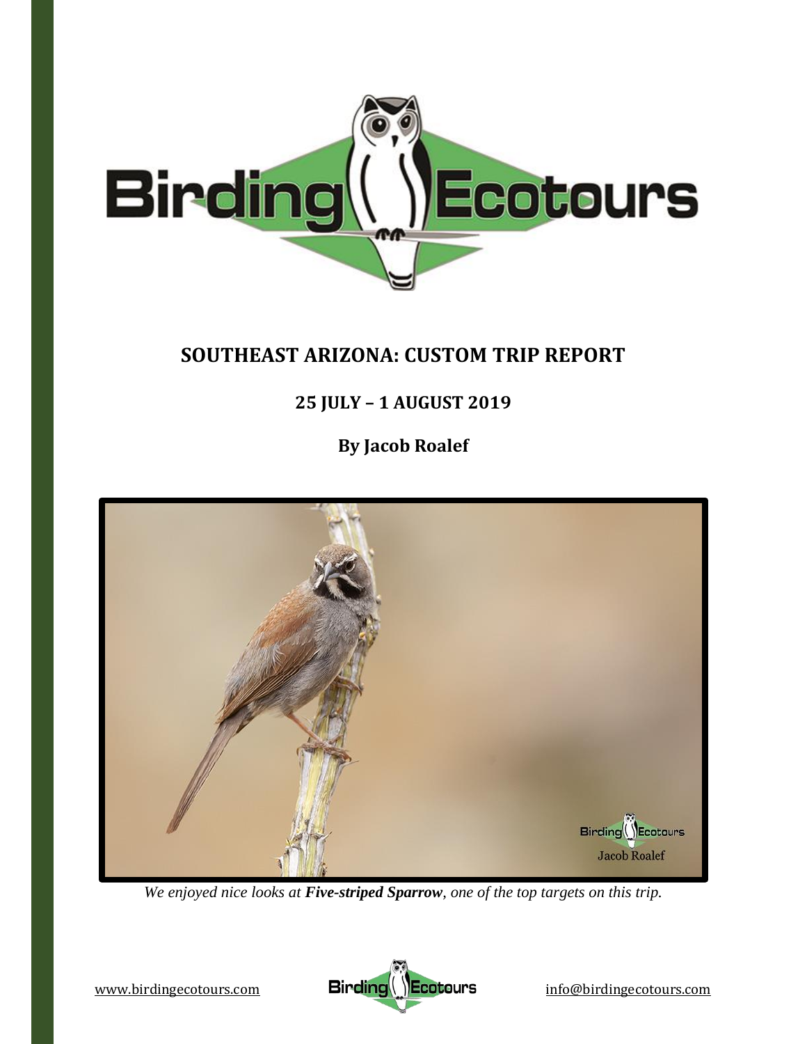# SOUTHEAST ARIZONA: CUSTOM TRIP REPORT

## 25 JULY – 1 AUGUST 2019

### By Jacob Roalef

*We enjoyed nice looks at **Five-striped Sparrow**, one of the top targets on this trip.*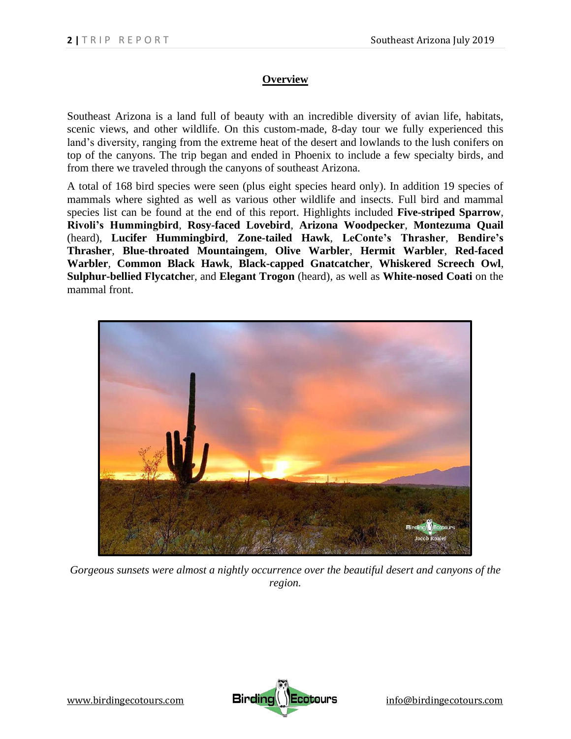## Overview

Southeast Arizona is a land full of beauty with an incredible diversity of avian life, habitats, scenic views, and other wildlife. On this custom-made, 8-day tour we fully experienced this land's diversity, ranging from the extreme heat of the desert and lowlands to the lush conifers on top of the canyons. The trip began and ended in Phoenix to include a few specialty birds, and from there we traveled through the canyons of southeast Arizona.

A total of 168 bird species were seen (plus eight species heard only). In addition 19 species of mammals where sighted as well as various other wildlife and insects. Full bird and mammal species list can be found at the end of this report. Highlights included **Five-striped Sparrow**, **Rivoli's Hummingbird**, **Rosy-faced Lovebird**, **Arizona Woodpecker**, **Montezuma Quail** (heard), **Lucifer Hummingbird**, **Zone-tailed Hawk**, **LeConte's Thrasher**, **Bendire's Thrasher**, **Blue-throated Mountaingem**, **Olive Warbler**, **Hermit Warbler**, **Red-faced Warbler**, **Common Black Hawk**, **Black-capped Gnatcatcher**, **Whiskered Screech Owl**, **Sulphur-bellied Flycatche**r, and **Elegant Trogon** (heard), as well as **White-nosed Coati** on the mammal front.

*Gorgeous sunsets were almost a nightly occurrence over the beautiful desert and canyons of the region.*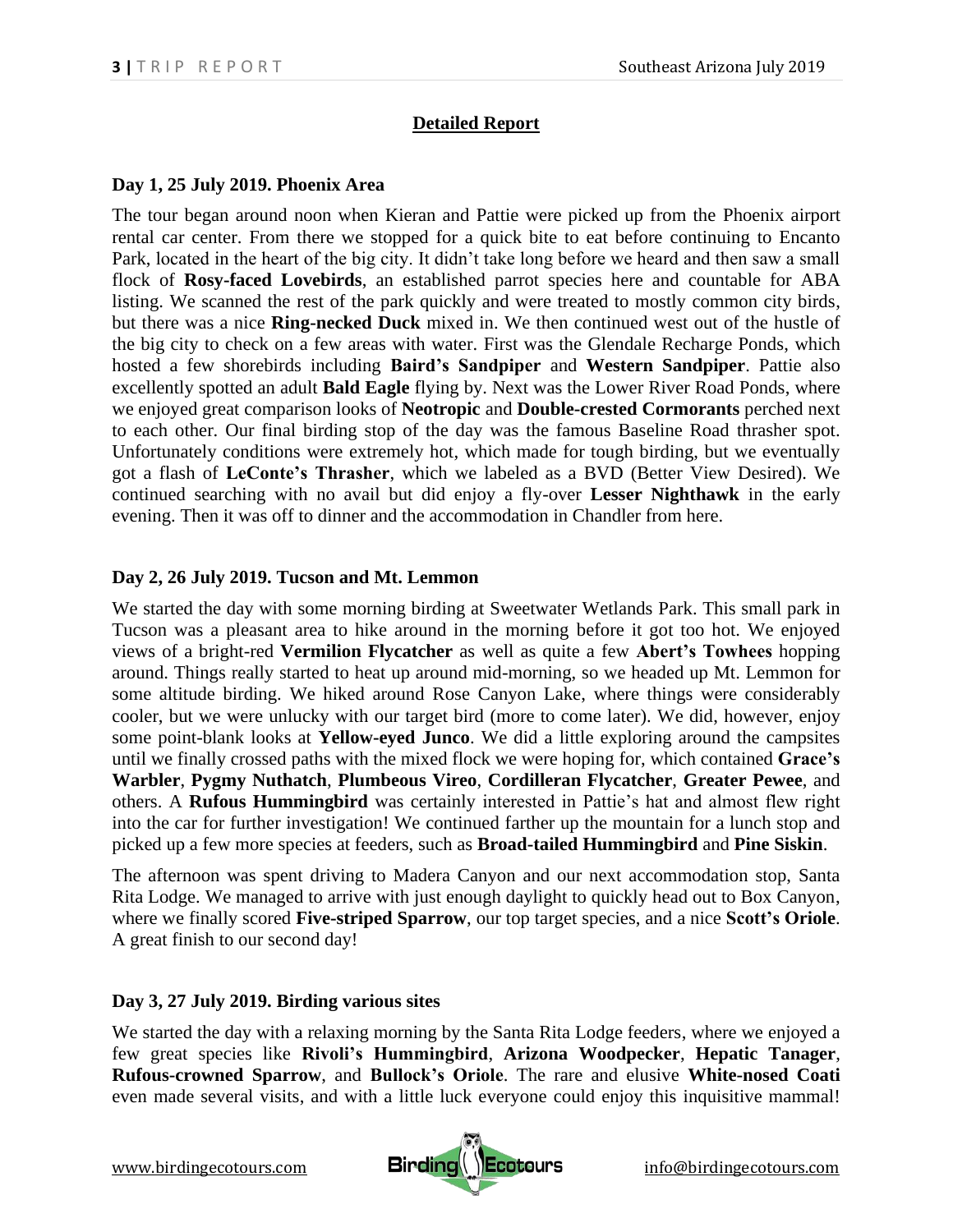## Detailed Report

### Day 1, 25 July 2019. Phoenix Area

The tour began around noon when Kieran and Pattie were picked up from the Phoenix airport rental car center. From there we stopped for a quick bite to eat before continuing to Encanto Park, located in the heart of the big city. It didn't take long before we heard and then saw a small flock of **Rosy-faced Lovebirds**, an established parrot species here and countable for ABA listing. We scanned the rest of the park quickly and were treated to mostly common city birds, but there was a nice **Ring-necked Duck** mixed in. We then continued west out of the hustle of the big city to check on a few areas with water. First was the Glendale Recharge Ponds, which hosted a few shorebirds including **Baird's Sandpiper** and **Western Sandpiper**. Pattie also excellently spotted an adult **Bald Eagle** flying by. Next was the Lower River Road Ponds, where we enjoyed great comparison looks of **Neotropic** and **Double-crested Cormorants** perched next to each other. Our final birding stop of the day was the famous Baseline Road thrasher spot. Unfortunately conditions were extremely hot, which made for tough birding, but we eventually got a flash of **LeConte's Thrasher**, which we labeled as a BVD (Better View Desired). We continued searching with no avail but did enjoy a fly-over **Lesser Nighthawk** in the early evening. Then it was off to dinner and the accommodation in Chandler from here.

### Day 2, 26 July 2019. Tucson and Mt. Lemmon

We started the day with some morning birding at Sweetwater Wetlands Park. This small park in Tucson was a pleasant area to hike around in the morning before it got too hot. We enjoyed views of a bright-red **Vermilion Flycatcher** as well as quite a few **Abert's Towhees** hopping around. Things really started to heat up around mid-morning, so we headed up Mt. Lemmon for some altitude birding. We hiked around Rose Canyon Lake, where things were considerably cooler, but we were unlucky with our target bird (more to come later). We did, however, enjoy some point-blank looks at **Yellow-eyed Junco**. We did a little exploring around the campsites until we finally crossed paths with the mixed flock we were hoping for, which contained **Grace's Warbler**, **Pygmy Nuthatch**, **Plumbeous Vireo**, **Cordilleran Flycatcher**, **Greater Pewee**, and others. A **Rufous Hummingbird** was certainly interested in Pattie's hat and almost flew right into the car for further investigation! We continued farther up the mountain for a lunch stop and picked up a few more species at feeders, such as **Broad-tailed Hummingbird** and **Pine Siskin**.

The afternoon was spent driving to Madera Canyon and our next accommodation stop, Santa Rita Lodge. We managed to arrive with just enough daylight to quickly head out to Box Canyon, where we finally scored **Five-striped Sparrow**, our top target species, and a nice **Scott's Oriole**. A great finish to our second day!

### Day 3, 27 July 2019. Birding various sites

We started the day with a relaxing morning by the Santa Rita Lodge feeders, where we enjoyed a few great species like **Rivoli's Hummingbird**, **Arizona Woodpecker**, **Hepatic Tanager**, **Rufous-crowned Sparrow**, and **Bullock's Oriole**. The rare and elusive **White-nosed Coati** even made several visits, and with a little luck everyone could enjoy this inquisitive mammal!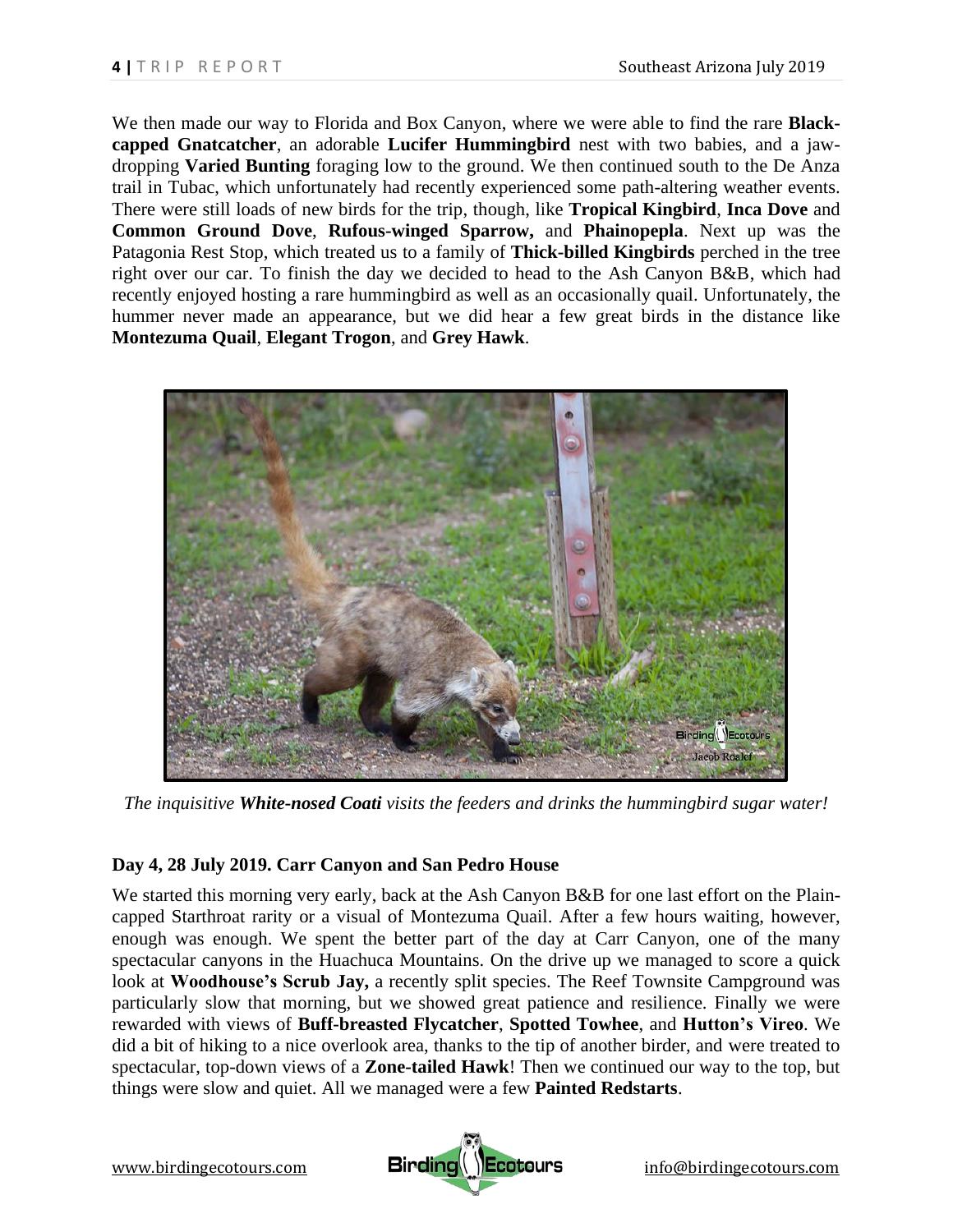We then made our way to Florida and Box Canyon, where we were able to find the rare **Black-capped Gnatcatcher**, an adorable **Lucifer Hummingbird** nest with two babies, and a jaw-dropping **Varied Bunting** foraging low to the ground. We then continued south to the De Anza trail in Tubac, which unfortunately had recently experienced some path-altering weather events. There were still loads of new birds for the trip, though, like **Tropical Kingbird**, **Inca Dove** and **Common Ground Dove**, **Rufous-winged Sparrow,** and **Phainopepla**. Next up was the Patagonia Rest Stop, which treated us to a family of **Thick-billed Kingbirds** perched in the tree right over our car. To finish the day we decided to head to the Ash Canyon B&B, which had recently enjoyed hosting a rare hummingbird as well as an occasionally quail. Unfortunately, the hummer never made an appearance, but we did hear a few great birds in the distance like **Montezuma Quail**, **Elegant Trogon**, and **Grey Hawk**.

*The inquisitive **White-nosed Coati** visits the feeders and drinks the hummingbird sugar water!*

**Day 4, 28 July 2019. Carr Canyon and San Pedro House**

We started this morning very early, back at the Ash Canyon B&B for one last effort on the Plain-capped Starthroat rarity or a visual of Montezuma Quail. After a few hours waiting, however, enough was enough. We spent the better part of the day at Carr Canyon, one of the many spectacular canyons in the Huachuca Mountains. On the drive up we managed to score a quick look at **Woodhouse's Scrub Jay,** a recently split species. The Reef Townsite Campground was particularly slow that morning, but we showed great patience and resilience. Finally we were rewarded with views of **Buff-breasted Flycatcher**, **Spotted Towhee**, and **Hutton's Vireo**. We did a bit of hiking to a nice overlook area, thanks to the tip of another birder, and were treated to spectacular, top-down views of a **Zone-tailed Hawk**! Then we continued our way to the top, but things were slow and quiet. All we managed were a few **Painted Redstarts**.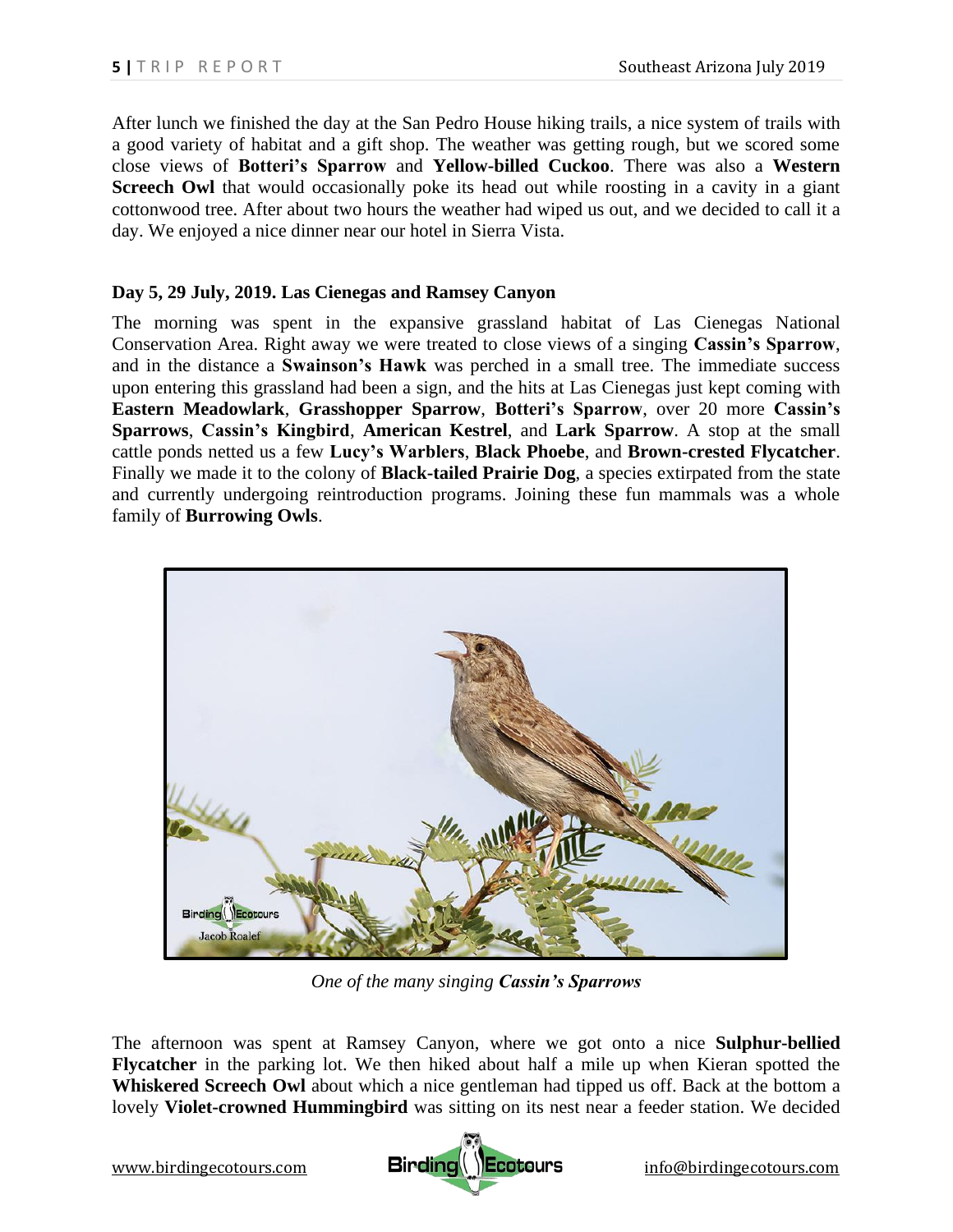After lunch we finished the day at the San Pedro House hiking trails, a nice system of trails with a good variety of habitat and a gift shop. The weather was getting rough, but we scored some close views of **Botteri's Sparrow** and **Yellow-billed Cuckoo**. There was also a **Western Screech Owl** that would occasionally poke its head out while roosting in a cavity in a giant cottonwood tree. After about two hours the weather had wiped us out, and we decided to call it a day. We enjoyed a nice dinner near our hotel in Sierra Vista.

**Day 5, 29 July, 2019. Las Cienegas and Ramsey Canyon**

The morning was spent in the expansive grassland habitat of Las Cienegas National Conservation Area. Right away we were treated to close views of a singing **Cassin's Sparrow**, and in the distance a **Swainson's Hawk** was perched in a small tree. The immediate success upon entering this grassland had been a sign, and the hits at Las Cienegas just kept coming with **Eastern Meadowlark**, **Grasshopper Sparrow**, **Botteri's Sparrow**, over 20 more **Cassin's Sparrows**, **Cassin's Kingbird**, **American Kestrel**, and **Lark Sparrow**. A stop at the small cattle ponds netted us a few **Lucy's Warblers**, **Black Phoebe**, and **Brown-crested Flycatcher**. Finally we made it to the colony of **Black-tailed Prairie Dog**, a species extirpated from the state and currently undergoing reintroduction programs. Joining these fun mammals was a whole family of **Burrowing Owls**.

*One of the many singing **Cassin's Sparrows***

The afternoon was spent at Ramsey Canyon, where we got onto a nice **Sulphur-bellied Flycatcher** in the parking lot. We then hiked about half a mile up when Kieran spotted the **Whiskered Screech Owl** about which a nice gentleman had tipped us off. Back at the bottom a lovely **Violet-crowned Hummingbird** was sitting on its nest near a feeder station. We decided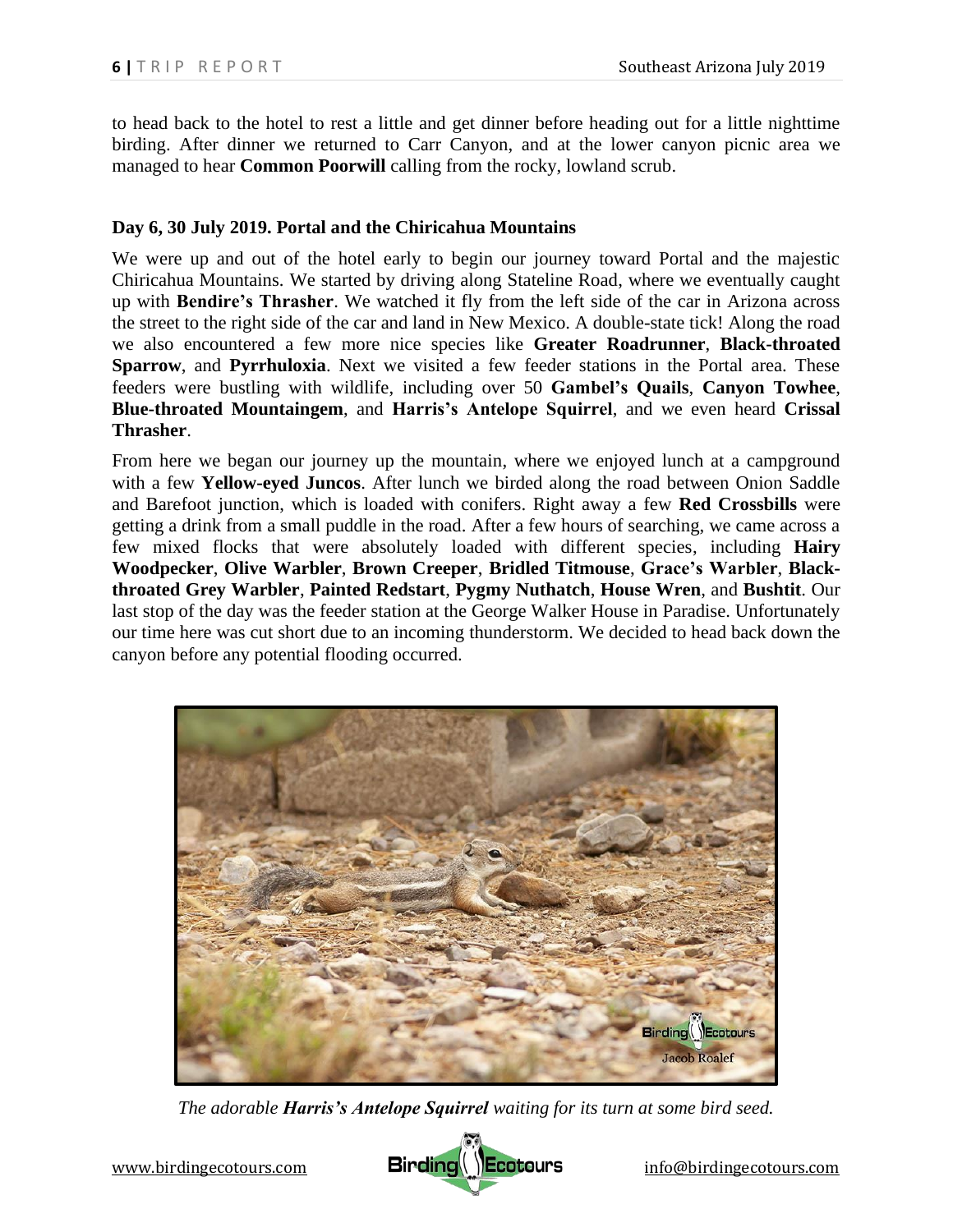to head back to the hotel to rest a little and get dinner before heading out for a little nighttime birding. After dinner we returned to Carr Canyon, and at the lower canyon picnic area we managed to hear **Common Poorwill** calling from the rocky, lowland scrub.

### Day 6, 30 July 2019. Portal and the Chiricahua Mountains

We were up and out of the hotel early to begin our journey toward Portal and the majestic Chiricahua Mountains. We started by driving along Stateline Road, where we eventually caught up with **Bendire's Thrasher**. We watched it fly from the left side of the car in Arizona across the street to the right side of the car and land in New Mexico. A double-state tick! Along the road we also encountered a few more nice species like **Greater Roadrunner**, **Black-throated Sparrow**, and **Pyrrhuloxia**. Next we visited a few feeder stations in the Portal area. These feeders were bustling with wildlife, including over 50 **Gambel's Quails**, **Canyon Towhee**, **Blue-throated Mountaingem**, and **Harris's Antelope Squirrel**, and we even heard **Crissal Thrasher**.

From here we began our journey up the mountain, where we enjoyed lunch at a campground with a few **Yellow-eyed Juncos**. After lunch we birded along the road between Onion Saddle and Barefoot junction, which is loaded with conifers. Right away a few **Red Crossbills** were getting a drink from a small puddle in the road. After a few hours of searching, we came across a few mixed flocks that were absolutely loaded with different species, including **Hairy Woodpecker**, **Olive Warbler**, **Brown Creeper**, **Bridled Titmouse**, **Grace's Warbler**, **Black-throated Grey Warbler**, **Painted Redstart**, **Pygmy Nuthatch**, **House Wren**, and **Bushtit**. Our last stop of the day was the feeder station at the George Walker House in Paradise. Unfortunately our time here was cut short due to an incoming thunderstorm. We decided to head back down the canyon before any potential flooding occurred.

*The adorable **Harris's Antelope Squirrel** waiting for its turn at some bird seed.*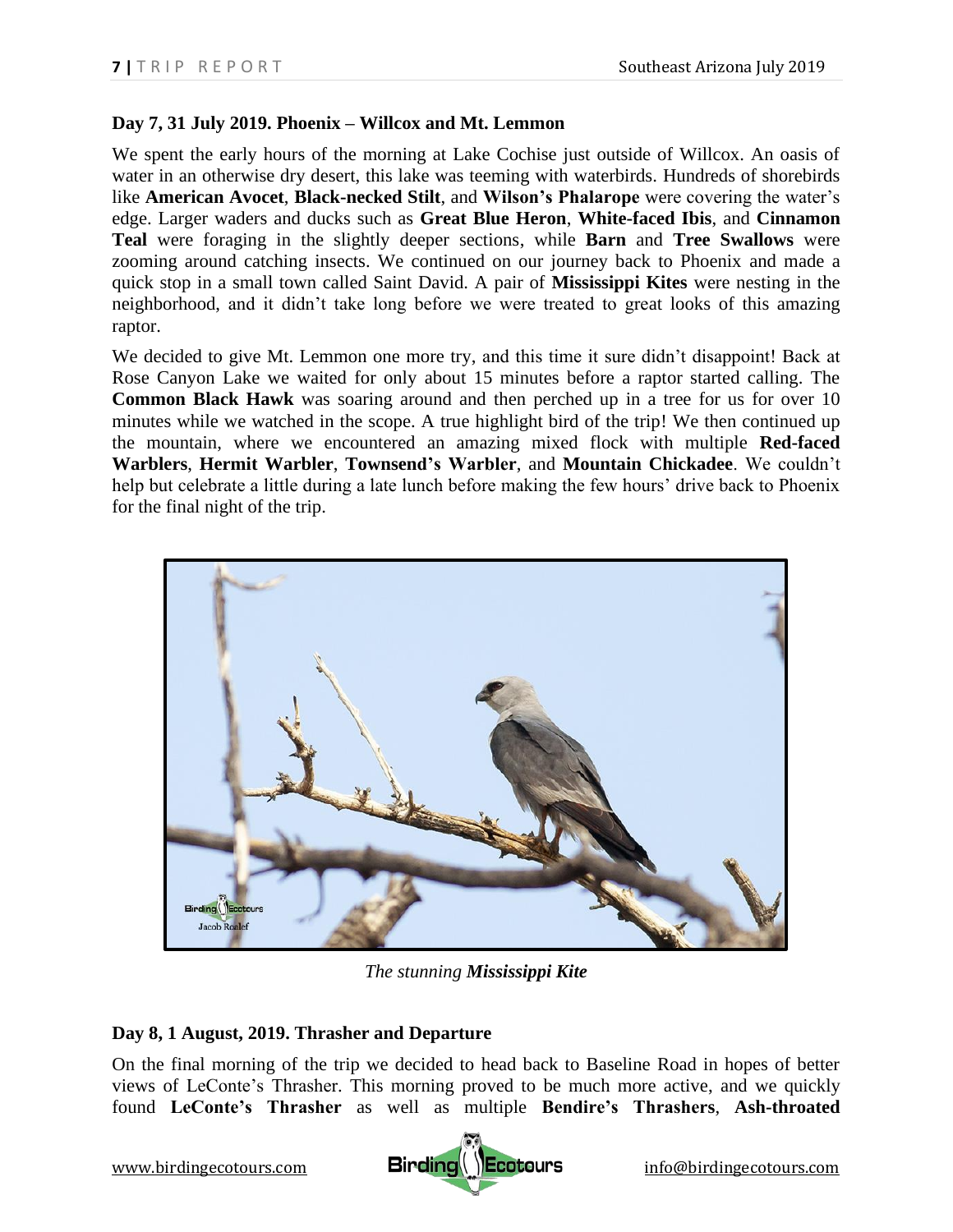**Day 7, 31 July 2019. Phoenix – Willcox and Mt. Lemmon**

We spent the early hours of the morning at Lake Cochise just outside of Willcox. An oasis of water in an otherwise dry desert, this lake was teeming with waterbirds. Hundreds of shorebirds like **American Avocet**, **Black-necked Stilt**, and **Wilson's Phalarope** were covering the water's edge. Larger waders and ducks such as **Great Blue Heron**, **White-faced Ibis**, and **Cinnamon Teal** were foraging in the slightly deeper sections, while **Barn** and **Tree Swallows** were zooming around catching insects. We continued on our journey back to Phoenix and made a quick stop in a small town called Saint David. A pair of **Mississippi Kites** were nesting in the neighborhood, and it didn't take long before we were treated to great looks of this amazing raptor.

We decided to give Mt. Lemmon one more try, and this time it sure didn't disappoint! Back at Rose Canyon Lake we waited for only about 15 minutes before a raptor started calling. The **Common Black Hawk** was soaring around and then perched up in a tree for us for over 10 minutes while we watched in the scope. A true highlight bird of the trip! We then continued up the mountain, where we encountered an amazing mixed flock with multiple **Red-faced Warblers**, **Hermit Warbler**, **Townsend's Warbler**, and **Mountain Chickadee**. We couldn't help but celebrate a little during a late lunch before making the few hours' drive back to Phoenix for the final night of the trip.

*The stunning **Mississippi Kite***

**Day 8, 1 August, 2019. Thrasher and Departure**

On the final morning of the trip we decided to head back to Baseline Road in hopes of better views of LeConte's Thrasher. This morning proved to be much more active, and we quickly found **LeConte's Thrasher** as well as multiple **Bendire's Thrashers**, **Ash-throated**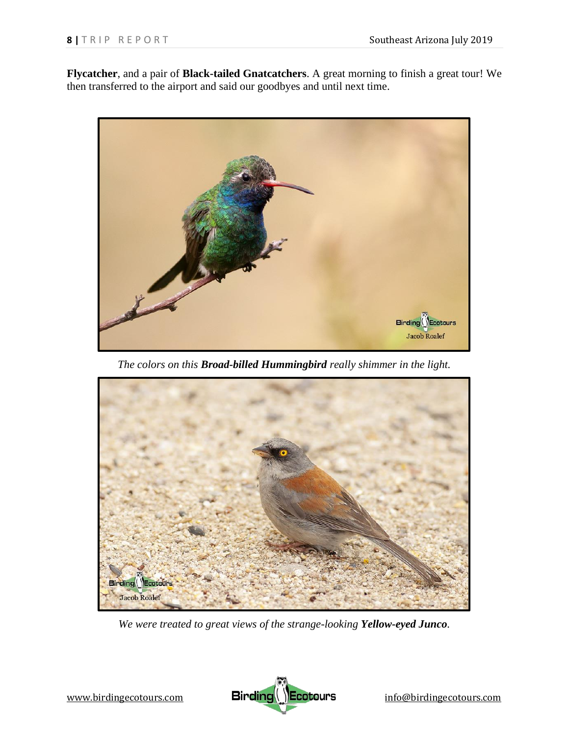**Flycatcher**, and a pair of **Black-tailed Gnatcatchers**. A great morning to finish a great tour! We then transferred to the airport and said our goodbyes and until next time.

*The colors on this **Broad-billed Hummingbird** really shimmer in the light.*

*We were treated to great views of the strange-looking **Yellow-eyed Junco**.*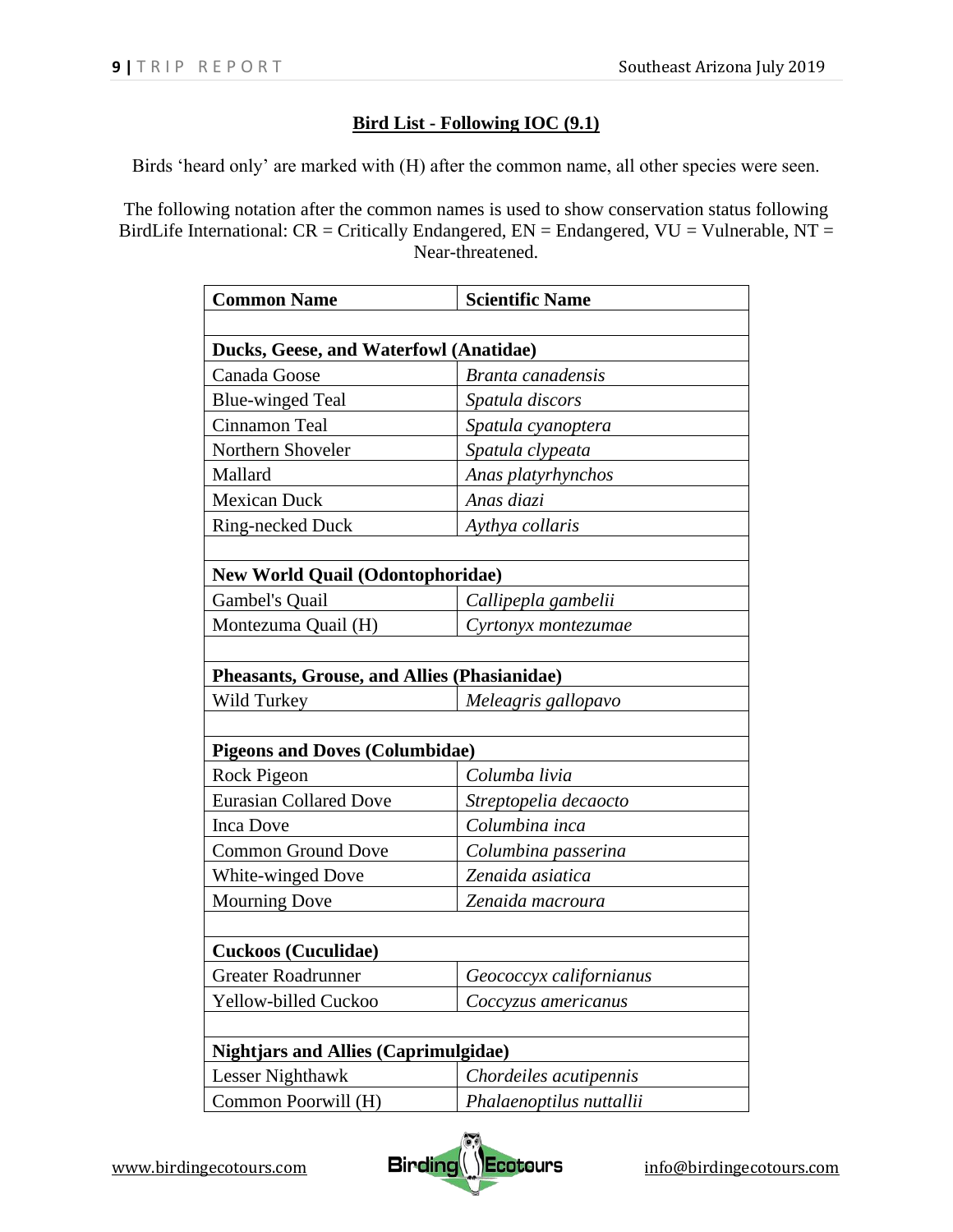## Bird List - Following IOC (9.1)

Birds 'heard only' are marked with (H) after the common name, all other species were seen.

The following notation after the common names is used to show conservation status following BirdLife International: CR = Critically Endangered, EN = Endangered, VU = Vulnerable, NT = Near-threatened.

| Common Name | Scientific Name |
|---|---|
| | |
| **Ducks, Geese, and Waterfowl (Anatidae)** | |
| Canada Goose | *Branta canadensis* |
| Blue-winged Teal | *Spatula discors* |
| Cinnamon Teal | *Spatula cyanoptera* |
| Northern Shoveler | *Spatula clypeata* |
| Mallard | *Anas platyrhynchos* |
| Mexican Duck | *Anas diazi* |
| Ring-necked Duck | *Aythya collaris* |
| | |
| **New World Quail (Odontophoridae)** | |
| Gambel's Quail | *Callipepla gambelii* |
| Montezuma Quail (H) | *Cyrtonyx montezumae* |
| | |
| **Pheasants, Grouse, and Allies (Phasianidae)** | |
| Wild Turkey | *Meleagris gallopavo* |
| | |
| **Pigeons and Doves (Columbidae)** | |
| Rock Pigeon | *Columba livia* |
| Eurasian Collared Dove | *Streptopelia decaocto* |
| Inca Dove | *Columbina inca* |
| Common Ground Dove | *Columbina passerina* |
| White-winged Dove | *Zenaida asiatica* |
| Mourning Dove | *Zenaida macroura* |
| | |
| **Cuckoos (Cuculidae)** | |
| Greater Roadrunner | *Geococcyx californianus* |
| Yellow-billed Cuckoo | *Coccyzus americanus* |
| | |
| **Nightjars and Allies (Caprimulgidae)** | |
| Lesser Nighthawk | *Chordeiles acutipennis* |
| Common Poorwill (H) | *Phalaenoptilus nuttallii* |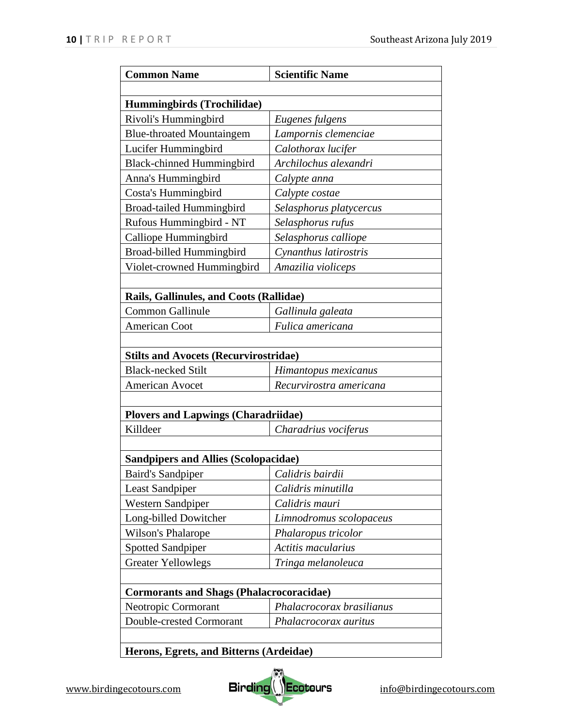| Common Name | Scientific Name |
| --- | --- |
| | |
| **Hummingbirds (Trochilidae)** | |
| Rivoli's Hummingbird | *Eugenes fulgens* |
| Blue-throated Mountaingem | *Lampornis clemenciae* |
| Lucifer Hummingbird | *Calothorax lucifer* |
| Black-chinned Hummingbird | *Archilochus alexandri* |
| Anna's Hummingbird | *Calypte anna* |
| Costa's Hummingbird | *Calypte costae* |
| Broad-tailed Hummingbird | *Selasphorus platycercus* |
| Rufous Hummingbird - NT | *Selasphorus rufus* |
| Calliope Hummingbird | *Selasphorus calliope* |
| Broad-billed Hummingbird | *Cynanthus latirostris* |
| Violet-crowned Hummingbird | *Amazilia violiceps* |
| | |
| **Rails, Gallinules, and Coots (Rallidae)** | |
| Common Gallinule | *Gallinula galeata* |
| American Coot | *Fulica americana* |
| | |
| **Stilts and Avocets (Recurvirostridae)** | |
| Black-necked Stilt | *Himantopus mexicanus* |
| American Avocet | *Recurvirostra americana* |
| | |
| **Plovers and Lapwings (Charadriidae)** | |
| Killdeer | *Charadrius vociferus* |
| | |
| **Sandpipers and Allies (Scolopacidae)** | |
| Baird's Sandpiper | *Calidris bairdii* |
| Least Sandpiper | *Calidris minutilla* |
| Western Sandpiper | *Calidris mauri* |
| Long-billed Dowitcher | *Limnodromus scolopaceus* |
| Wilson's Phalarope | *Phalaropus tricolor* |
| Spotted Sandpiper | *Actitis macularius* |
| Greater Yellowlegs | *Tringa melanoleuca* |
| | |
| **Cormorants and Shags (Phalacrocoracidae)** | |
| Neotropic Cormorant | *Phalacrocorax brasilianus* |
| Double-crested Cormorant | *Phalacrocorax auritus* |
| | |
| **Herons, Egrets, and Bitterns (Ardeidae)** | |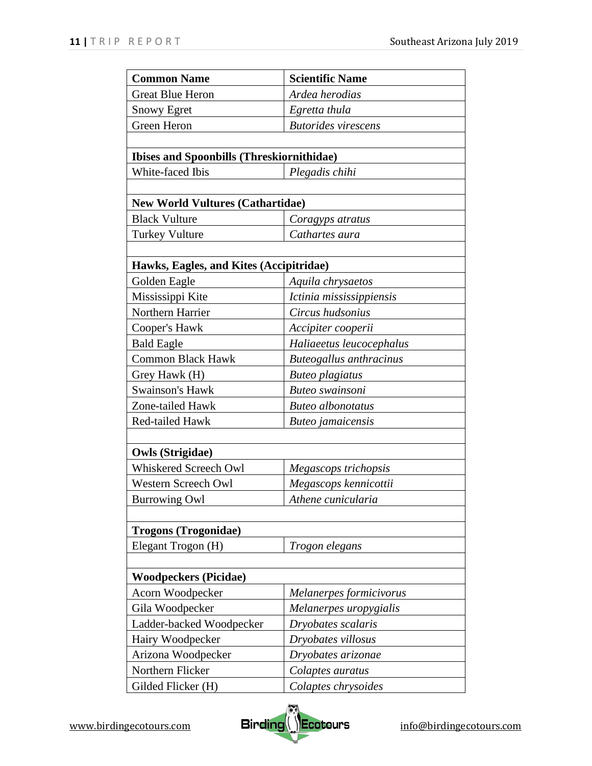| Common Name | Scientific Name |
|---|---|
| Great Blue Heron | *Ardea herodias* |
| Snowy Egret | *Egretta thula* |
| Green Heron | *Butorides virescens* |
| | |
| **Ibises and Spoonbills (Threskiornithidae)** | |
| White-faced Ibis | *Plegadis chihi* |
| | |
| **New World Vultures (Cathartidae)** | |
| Black Vulture | *Coragyps atratus* |
| Turkey Vulture | *Cathartes aura* |
| | |
| **Hawks, Eagles, and Kites (Accipitridae)** | |
| Golden Eagle | *Aquila chrysaetos* |
| Mississippi Kite | *Ictinia mississippiensis* |
| Northern Harrier | *Circus hudsonius* |
| Cooper's Hawk | *Accipiter cooperii* |
| Bald Eagle | *Haliaeetus leucocephalus* |
| Common Black Hawk | *Buteogallus anthracinus* |
| Grey Hawk (H) | *Buteo plagiatus* |
| Swainson's Hawk | *Buteo swainsoni* |
| Zone-tailed Hawk | *Buteo albonotatus* |
| Red-tailed Hawk | *Buteo jamaicensis* |
| | |
| **Owls (Strigidae)** | |
| Whiskered Screech Owl | *Megascops trichopsis* |
| Western Screech Owl | *Megascops kennicottii* |
| Burrowing Owl | *Athene cunicularia* |
| | |
| **Trogons (Trogonidae)** | |
| Elegant Trogon (H) | *Trogon elegans* |
| | |
| **Woodpeckers (Picidae)** | |
| Acorn Woodpecker | *Melanerpes formicivorus* |
| Gila Woodpecker | *Melanerpes uropygialis* |
| Ladder-backed Woodpecker | *Dryobates scalaris* |
| Hairy Woodpecker | *Dryobates villosus* |
| Arizona Woodpecker | *Dryobates arizonae* |
| Northern Flicker | *Colaptes auratus* |
| Gilded Flicker (H) | *Colaptes chrysoides* |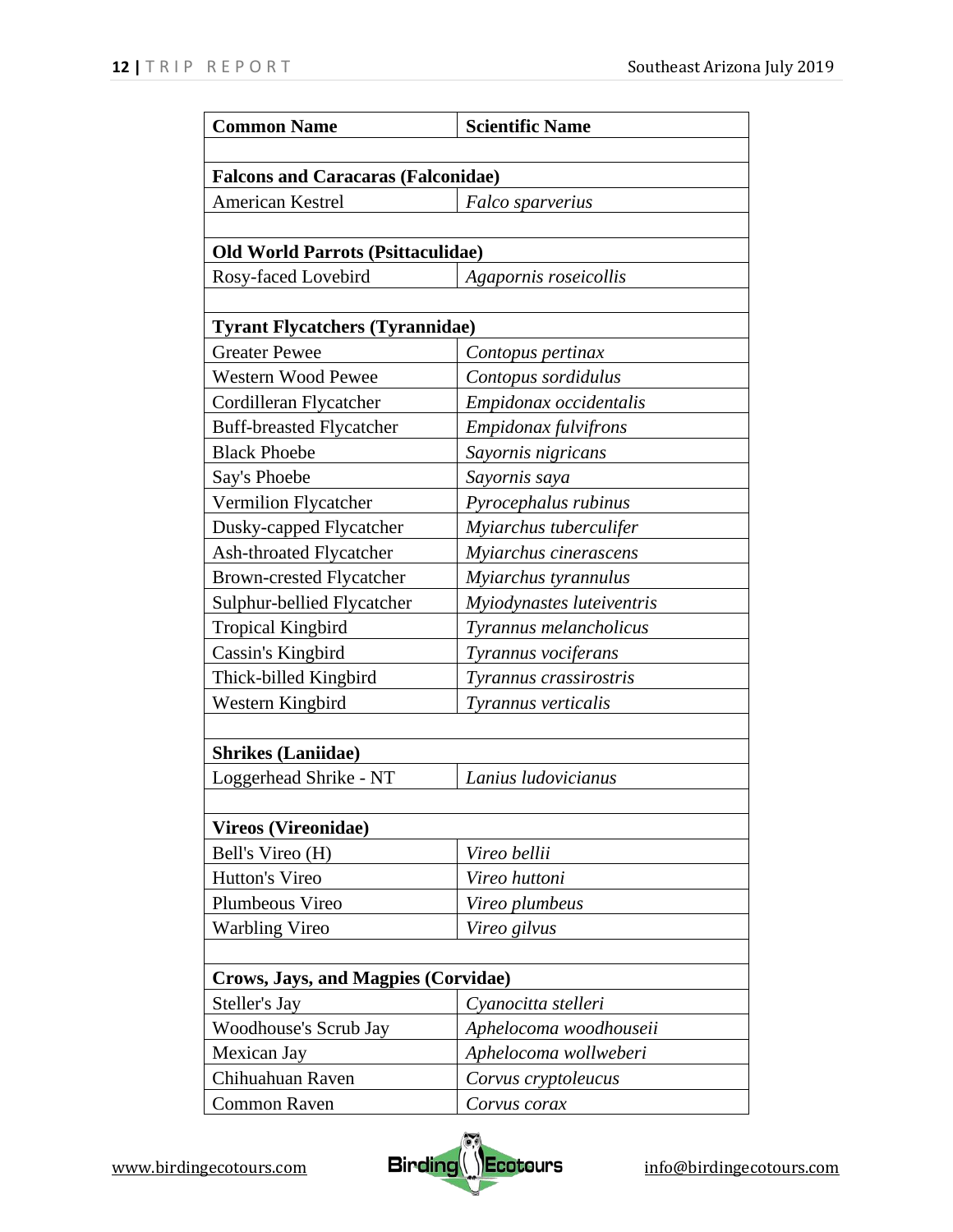| **Common Name** | **Scientific Name** |
| --- | --- |
| | |
| **Falcons and Caracaras (Falconidae)** | |
| American Kestrel | *Falco sparverius* |
| | |
| **Old World Parrots (Psittaculidae)** | |
| Rosy-faced Lovebird | *Agapornis roseicollis* |
| | |
| **Tyrant Flycatchers (Tyrannidae)** | |
| Greater Pewee | *Contopus pertinax* |
| Western Wood Pewee | *Contopus sordidulus* |
| Cordilleran Flycatcher | *Empidonax occidentalis* |
| Buff-breasted Flycatcher | *Empidonax fulvifrons* |
| Black Phoebe | *Sayornis nigricans* |
| Say's Phoebe | *Sayornis saya* |
| Vermilion Flycatcher | *Pyrocephalus rubinus* |
| Dusky-capped Flycatcher | *Myiarchus tuberculifer* |
| Ash-throated Flycatcher | *Myiarchus cinerascens* |
| Brown-crested Flycatcher | *Myiarchus tyrannulus* |
| Sulphur-bellied Flycatcher | *Myiodynastes luteiventris* |
| Tropical Kingbird | *Tyrannus melancholicus* |
| Cassin's Kingbird | *Tyrannus vociferans* |
| Thick-billed Kingbird | *Tyrannus crassirostris* |
| Western Kingbird | *Tyrannus verticalis* |
| | |
| **Shrikes (Laniidae)** | |
| Loggerhead Shrike - NT | *Lanius ludovicianus* |
| | |
| **Vireos (Vireonidae)** | |
| Bell's Vireo (H) | *Vireo bellii* |
| Hutton's Vireo | *Vireo huttoni* |
| Plumbeous Vireo | *Vireo plumbeus* |
| Warbling Vireo | *Vireo gilvus* |
| | |
| **Crows, Jays, and Magpies (Corvidae)** | |
| Steller's Jay | *Cyanocitta stelleri* |
| Woodhouse's Scrub Jay | *Aphelocoma woodhouseii* |
| Mexican Jay | *Aphelocoma wollweberi* |
| Chihuahuan Raven | *Corvus cryptoleucus* |
| Common Raven | *Corvus corax* |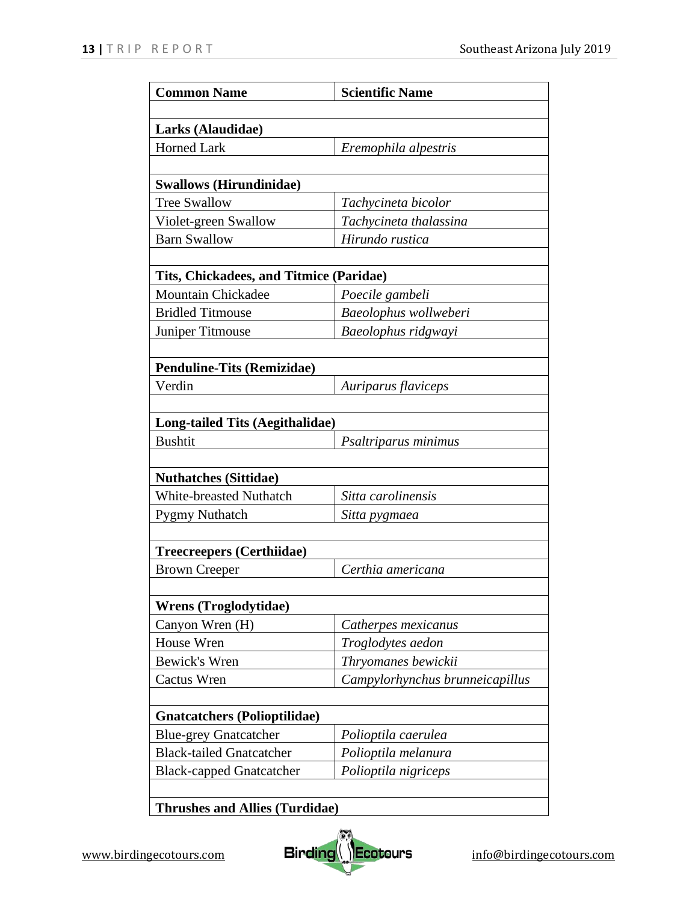| Common Name | Scientific Name |
|---|---|
| | |
| **Larks (Alaudidae)** | |
| Horned Lark | *Eremophila alpestris* |
| | |
| **Swallows (Hirundinidae)** | |
| Tree Swallow | *Tachycineta bicolor* |
| Violet-green Swallow | *Tachycineta thalassina* |
| Barn Swallow | *Hirundo rustica* |
| | |
| **Tits, Chickadees, and Titmice (Paridae)** | |
| Mountain Chickadee | *Poecile gambeli* |
| Bridled Titmouse | *Baeolophus wollweberi* |
| Juniper Titmouse | *Baeolophus ridgwayi* |
| | |
| **Penduline-Tits (Remizidae)** | |
| Verdin | *Auriparus flaviceps* |
| | |
| **Long-tailed Tits (Aegithalidae)** | |
| Bushtit | *Psaltriparus minimus* |
| | |
| **Nuthatches (Sittidae)** | |
| White-breasted Nuthatch | *Sitta carolinensis* |
| Pygmy Nuthatch | *Sitta pygmaea* |
| | |
| **Treecreepers (Certhiidae)** | |
| Brown Creeper | *Certhia americana* |
| | |
| **Wrens (Troglodytidae)** | |
| Canyon Wren (H) | *Catherpes mexicanus* |
| House Wren | *Troglodytes aedon* |
| Bewick's Wren | *Thryomanes bewickii* |
| Cactus Wren | *Campylorhynchus brunneicapillus* |
| | |
| **Gnatcatchers (Polioptilidae)** | |
| Blue-grey Gnatcatcher | *Polioptila caerulea* |
| Black-tailed Gnatcatcher | *Polioptila melanura* |
| Black-capped Gnatcatcher | *Polioptila nigriceps* |
| | |
| **Thrushes and Allies (Turdidae)** | |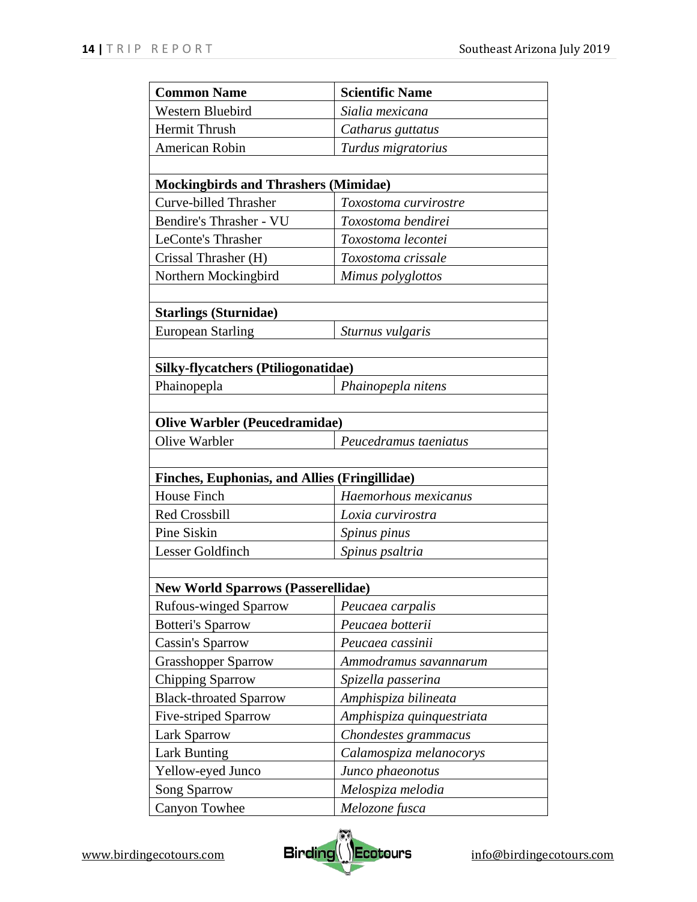| Common Name | Scientific Name |
|---|---|
| Western Bluebird | *Sialia mexicana* |
| Hermit Thrush | *Catharus guttatus* |
| American Robin | *Turdus migratorius* |
| | |
| **Mockingbirds and Thrashers (Mimidae)** | |
| Curve-billed Thrasher | *Toxostoma curvirostre* |
| Bendire's Thrasher - VU | *Toxostoma bendirei* |
| LeConte's Thrasher | *Toxostoma lecontei* |
| Crissal Thrasher (H) | *Toxostoma crissale* |
| Northern Mockingbird | *Mimus polyglottos* |
| | |
| **Starlings (Sturnidae)** | |
| European Starling | *Sturnus vulgaris* |
| | |
| **Silky-flycatchers (Ptiliogonatidae)** | |
| Phainopepla | *Phainopepla nitens* |
| | |
| **Olive Warbler (Peucedramidae)** | |
| Olive Warbler | *Peucedramus taeniatus* |
| | |
| **Finches, Euphonias, and Allies (Fringillidae)** | |
| House Finch | *Haemorhous mexicanus* |
| Red Crossbill | *Loxia curvirostra* |
| Pine Siskin | *Spinus pinus* |
| Lesser Goldfinch | *Spinus psaltria* |
| | |
| **New World Sparrows (Passerellidae)** | |
| Rufous-winged Sparrow | *Peucaea carpalis* |
| Botteri's Sparrow | *Peucaea botterii* |
| Cassin's Sparrow | *Peucaea cassinii* |
| Grasshopper Sparrow | *Ammodramus savannarum* |
| Chipping Sparrow | *Spizella passerina* |
| Black-throated Sparrow | *Amphispiza bilineata* |
| Five-striped Sparrow | *Amphispiza quinquestriata* |
| Lark Sparrow | *Chondestes grammacus* |
| Lark Bunting | *Calamospiza melanocorys* |
| Yellow-eyed Junco | *Junco phaeonotus* |
| Song Sparrow | *Melospiza melodia* |
| Canyon Towhee | *Melozone fusca* |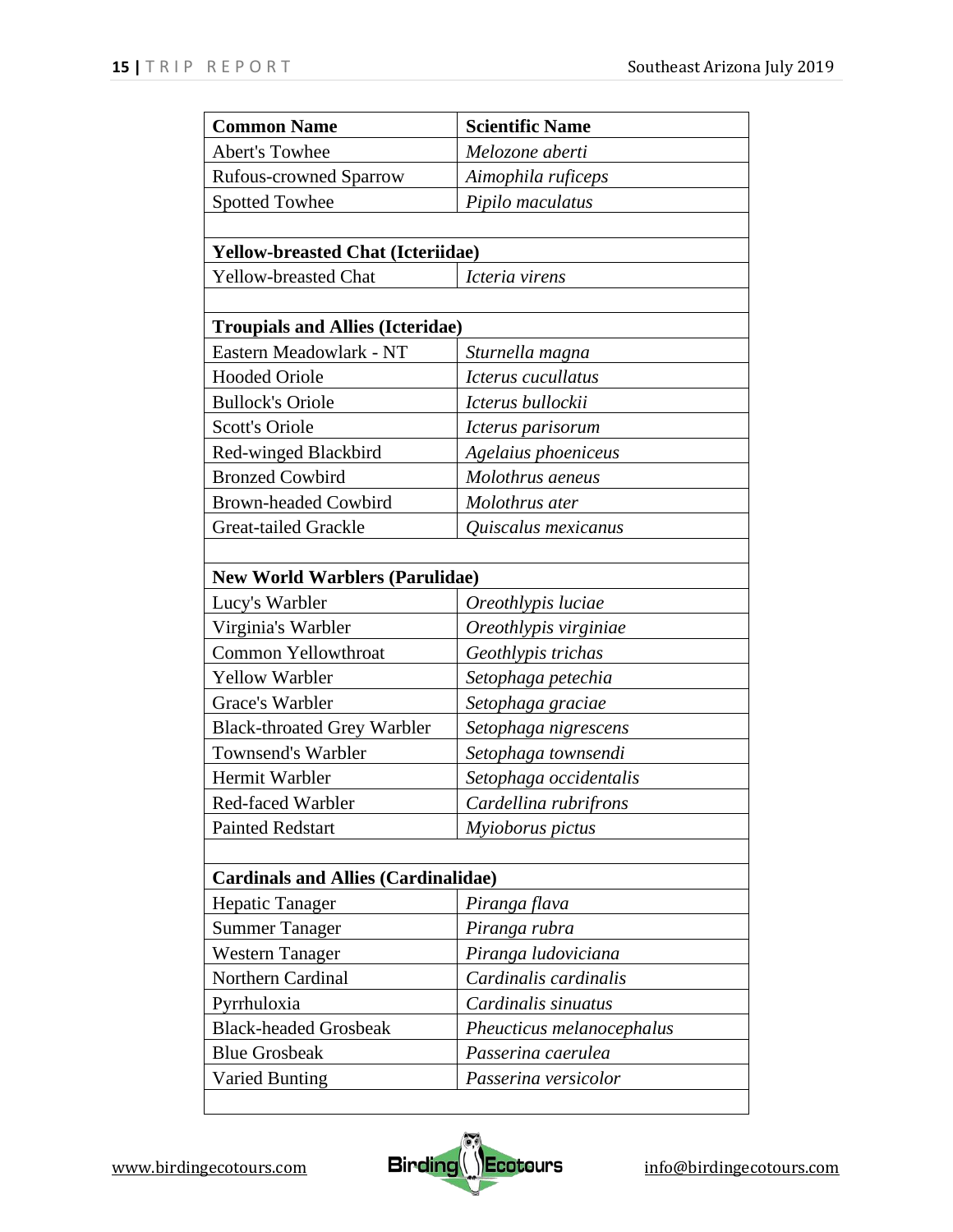| Common Name | Scientific Name |
|---|---|
| Abert's Towhee | *Melozone aberti* |
| Rufous-crowned Sparrow | *Aimophila ruficeps* |
| Spotted Towhee | *Pipilo maculatus* |
| | |
| **Yellow-breasted Chat (Icteriidae)** | |
| Yellow-breasted Chat | *Icteria virens* |
| | |
| **Troupials and Allies (Icteridae)** | |
| Eastern Meadowlark - NT | *Sturnella magna* |
| Hooded Oriole | *Icterus cucullatus* |
| Bullock's Oriole | *Icterus bullockii* |
| Scott's Oriole | *Icterus parisorum* |
| Red-winged Blackbird | *Agelaius phoeniceus* |
| Bronzed Cowbird | *Molothrus aeneus* |
| Brown-headed Cowbird | *Molothrus ater* |
| Great-tailed Grackle | *Quiscalus mexicanus* |
| | |
| **New World Warblers (Parulidae)** | |
| Lucy's Warbler | *Oreothlypis luciae* |
| Virginia's Warbler | *Oreothlypis virginiae* |
| Common Yellowthroat | *Geothlypis trichas* |
| Yellow Warbler | *Setophaga petechia* |
| Grace's Warbler | *Setophaga graciae* |
| Black-throated Grey Warbler | *Setophaga nigrescens* |
| Townsend's Warbler | *Setophaga townsendi* |
| Hermit Warbler | *Setophaga occidentalis* |
| Red-faced Warbler | *Cardellina rubrifrons* |
| Painted Redstart | *Myioborus pictus* |
| | |
| **Cardinals and Allies (Cardinalidae)** | |
| Hepatic Tanager | *Piranga flava* |
| Summer Tanager | *Piranga rubra* |
| Western Tanager | *Piranga ludoviciana* |
| Northern Cardinal | *Cardinalis cardinalis* |
| Pyrrhuloxia | *Cardinalis sinuatus* |
| Black-headed Grosbeak | *Pheucticus melanocephalus* |
| Blue Grosbeak | *Passerina caerulea* |
| Varied Bunting | *Passerina versicolor* |
| | |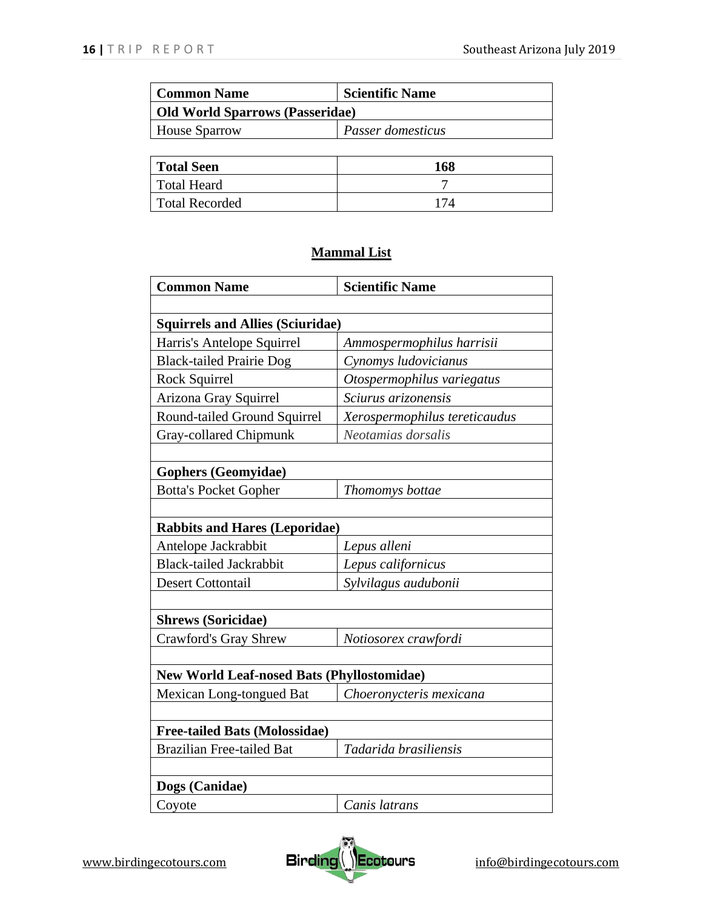| Common Name | Scientific Name |
|---|---|
| **Old World Sparrows (Passeridae)** | |
| House Sparrow | *Passer domesticus* |

| **Total Seen** | **168** |
|---|---|
| Total Heard | 7 |
| Total Recorded | 174 |

## Mammal List

| Common Name | Scientific Name |
|---|---|
| | |
| **Squirrels and Allies (Sciuridae)** | |
| Harris's Antelope Squirrel | *Ammospermophilus harrisii* |
| Black-tailed Prairie Dog | *Cynomys ludovicianus* |
| Rock Squirrel | *Otospermophilus variegatus* |
| Arizona Gray Squirrel | *Sciurus arizonensis* |
| Round-tailed Ground Squirrel | *Xerospermophilus tereticaudus* |
| Gray-collared Chipmunk | *Neotamias dorsalis* |
| | |
| **Gophers (Geomyidae)** | |
| Botta's Pocket Gopher | *Thomomys bottae* |
| | |
| **Rabbits and Hares (Leporidae)** | |
| Antelope Jackrabbit | *Lepus alleni* |
| Black-tailed Jackrabbit | *Lepus californicus* |
| Desert Cottontail | *Sylvilagus audubonii* |
| | |
| **Shrews (Soricidae)** | |
| Crawford's Gray Shrew | *Notiosorex crawfordi* |
| | |
| **New World Leaf-nosed Bats (Phyllostomidae)** | |
| Mexican Long-tongued Bat | *Choeronycteris mexicana* |
| | |
| **Free-tailed Bats (Molossidae)** | |
| Brazilian Free-tailed Bat | *Tadarida brasiliensis* |
| | |
| **Dogs (Canidae)** | |
| Coyote | *Canis latrans* |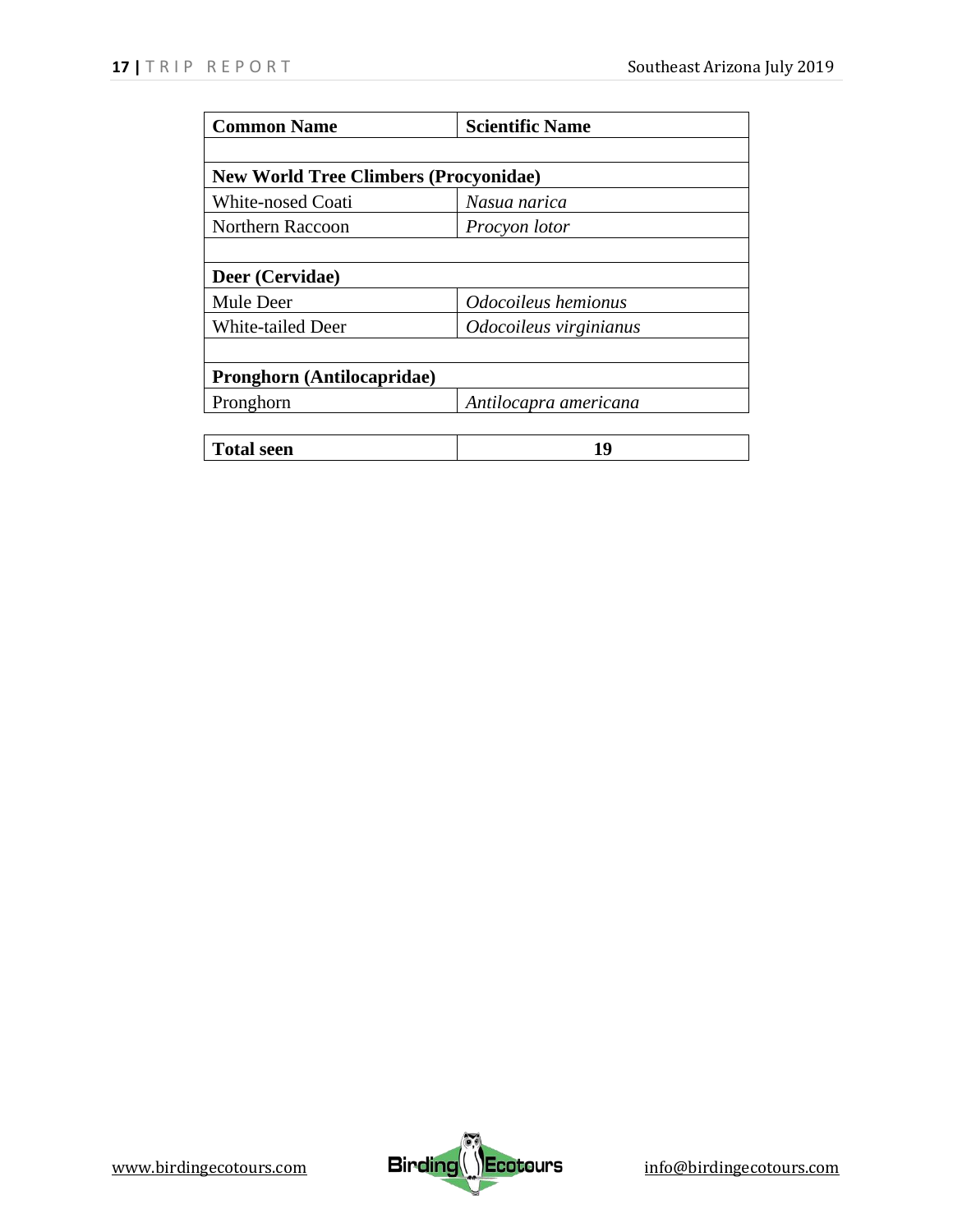| Common Name | Scientific Name |
|---|---|
| | |
| **New World Tree Climbers (Procyonidae)** | |
| White-nosed Coati | *Nasua narica* |
| Northern Raccoon | *Procyon lotor* |
| | |
| **Deer (Cervidae)** | |
| Mule Deer | *Odocoileus hemionus* |
| White-tailed Deer | *Odocoileus virginianus* |
| | |
| **Pronghorn (Antilocapridae)** | |
| Pronghorn | *Antilocapra americana* |

| | |
|---|---|
| **Total seen** | **19** |